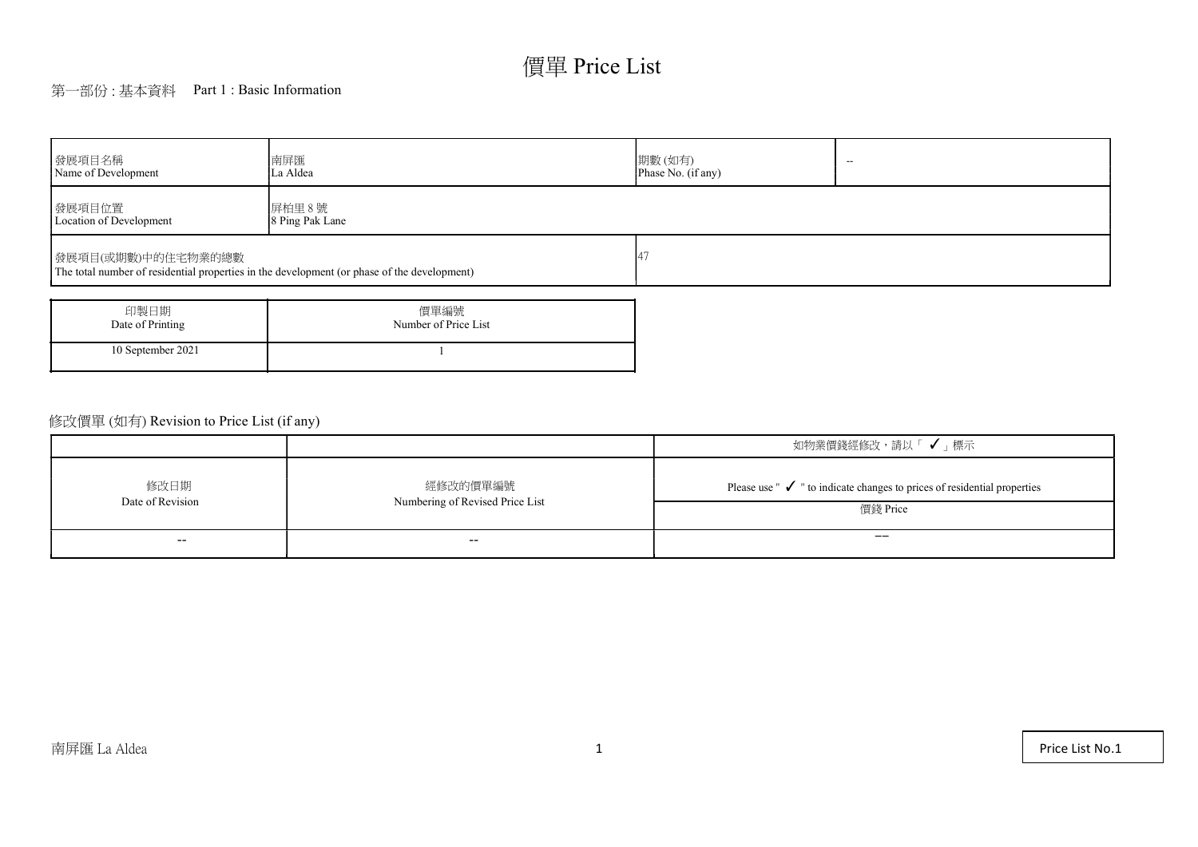# 價單 Price List

## 第一部份 : 基本資料 Part 1 : Basic Information

| 發展項目名稱<br>Name of Development | 南屏匯<br>La Aldea | 期數 (如有)<br>Phase No. (if any) | -- |
|---|---|---|---|
| 發展項目位置<br>Location of Development | 屏柏里 8 號<br>8 Ping Pak Lane | | |
| 發展項目(或期數)中的住宅物業的總數<br>The total number of residential properties in the development (or phase of the development) | | 47 | |

| 印製日期<br>Date of Printing | 價單編號<br>Number of Price List |
|---|---|
| 10 September 2021 | 1 |

## 修改價單 (如有) Revision to Price List (if any)

| | | 如物業價錢經修改，請以「 ✓ 」標示 |
|---|---|---|
| 修改日期<br>Date of Revision | 經修改的價單編號<br>Numbering of Revised Price List | Please use " ✓ " to indicate changes to prices of residential properties |
| | | 價錢 Price |
| -- | -- | –– |

南屏匯 La Aldea

Price List No.1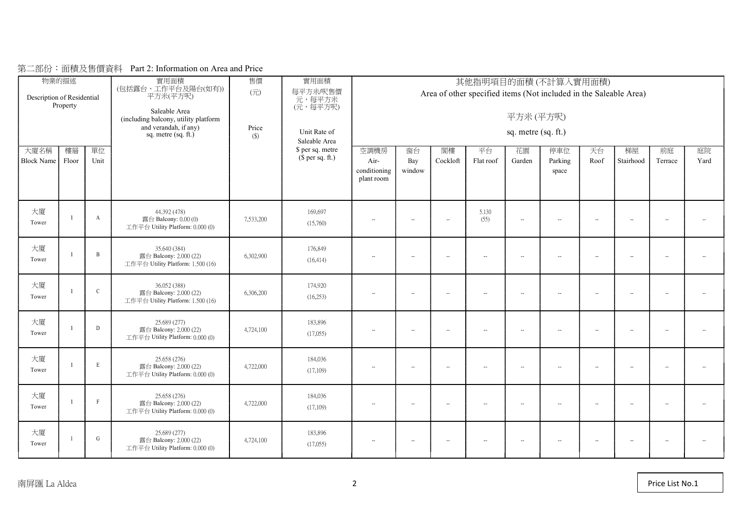第二部份：面積及售價資料 Part 2: Information on Area and Price

| 物業的描述 Description of Residential Property | | | 實用面積 (包括露台、工作平台及陽台(如有)) 平方米(平方呎) Saleable Area (including balcony, utility platform and verandah, if any) sq. metre (sq. ft.) | 售價 (元) Price ($) | 實用面積 每平方米/呎售價 元，每平方米 (元，每平方呎) Unit Rate of Saleable Area $ per sq. metre ($ per sq. ft.) | 其他指明項目的面積 (不計算入實用面積) Area of other specified items (Not included in the Saleable Area) 平方米 (平方呎) sq. metre (sq. ft.) | | | | | | | | | |
|---|---|---|---|---|---|---|---|---|---|---|---|---|---|---|---|
| 大廈名稱 Block Name | 樓層 Floor | 單位 Unit | | | | 空調機房 Air-conditioning plant room | 窗台 Bay window | 閣樓 Cockloft | 平台 Flat roof | 花園 Garden | 停車位 Parking space | 天台 Roof | 梯屋 Stairhood | 前庭 Terrace | 庭院 Yard |
| 大廈 Tower | 1 | A | 44.392 (478) 露台 Balcony: 0.00 (0) 工作平台 Utility Platform: 0.000 (0) | 7,533,200 | 169,697 (15,760) | -- | -- | -- | 5.130 (55) | -- | -- | -- | -- | -- | -- |
| 大廈 Tower | 1 | B | 35.640 (384) 露台 Balcony: 2.000 (22) 工作平台 Utility Platform: 1.500 (16) | 6,302,900 | 176,849 (16,414) | -- | -- | -- | -- | -- | -- | -- | -- | -- | -- |
| 大廈 Tower | 1 | C | 36.052 (388) 露台 Balcony: 2.000 (22) 工作平台 Utility Platform: 1.500 (16) | 6,306,200 | 174,920 (16,253) | -- | -- | -- | -- | -- | -- | -- | -- | -- | -- |
| 大廈 Tower | 1 | D | 25.689 (277) 露台 Balcony: 2.000 (22) 工作平台 Utility Platform: 0.000 (0) | 4,724,100 | 183,896 (17,055) | -- | -- | -- | -- | -- | -- | -- | -- | -- | -- |
| 大廈 Tower | 1 | E | 25.658 (276) 露台 Balcony: 2.000 (22) 工作平台 Utility Platform: 0.000 (0) | 4,722,000 | 184,036 (17,109) | -- | -- | -- | -- | -- | -- | -- | -- | -- | -- |
| 大廈 Tower | 1 | F | 25.658 (276) 露台 Balcony: 2.000 (22) 工作平台 Utility Platform: 0.000 (0) | 4,722,000 | 184,036 (17,109) | -- | -- | -- | -- | -- | -- | -- | -- | -- | -- |
| 大廈 Tower | 1 | G | 25.689 (277) 露台 Balcony: 2.000 (22) 工作平台 Utility Platform: 0.000 (0) | 4,724,100 | 183,896 (17,055) | -- | -- | -- | -- | -- | -- | -- | -- | -- | -- |

南屏匯 La Aldea

Price List No.1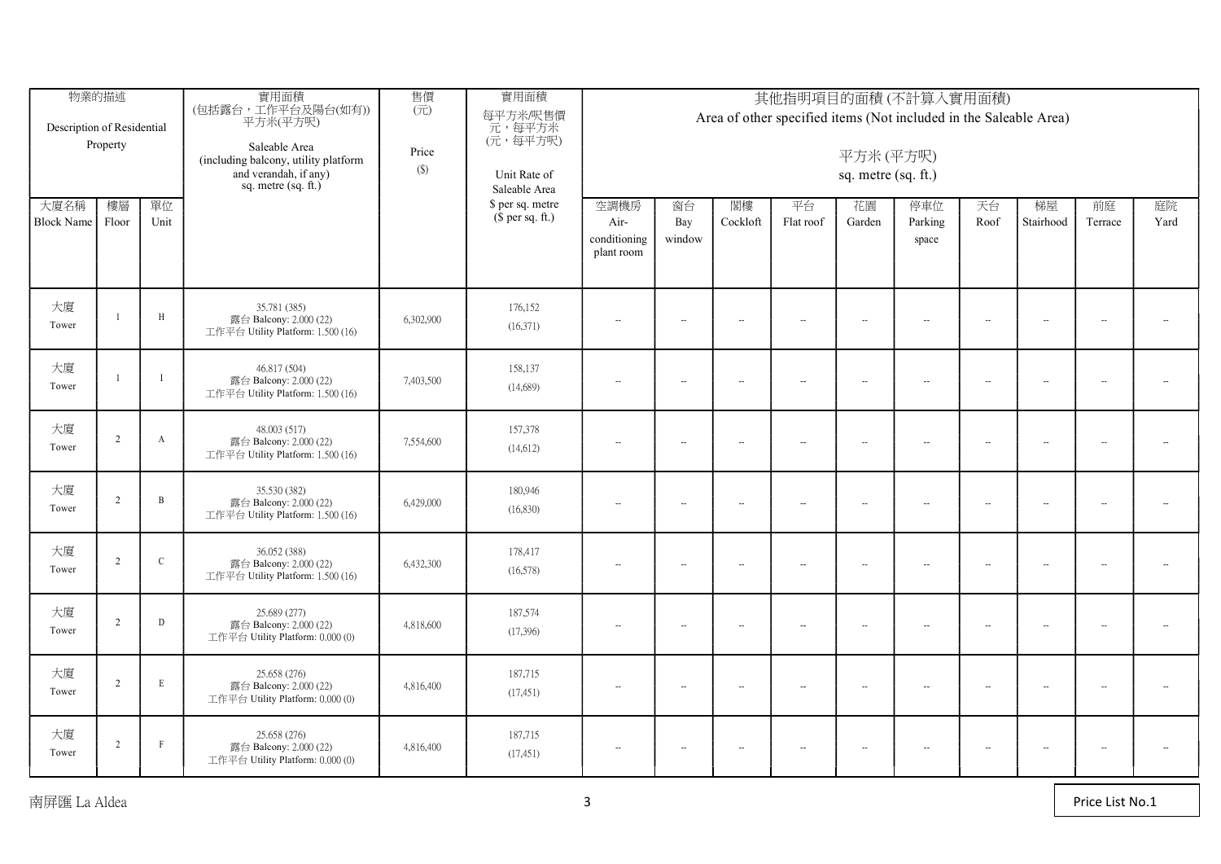| 物業的描述 Description of Residential Property | | | 實用面積 (包括露台，工作平台及陽台(如有)) 平方米(平方呎) Saleable Area (including balcony, utility platform and verandah, if any) sq. metre (sq. ft.) | 售價 (元) Price ($) | 實用面積 每平方米/呎售價 元，每平方米 (元，每平方呎) Unit Rate of Saleable Area $ per sq. metre ($ per sq. ft.) | 其他指明項目的面積 (不計算入實用面積) Area of other specified items (Not included in the Saleable Area) 平方米 (平方呎) sq. metre (sq. ft.) | | | | | | | | | |
|---|---|---|---|---|---|---|---|---|---|---|---|---|---|---|---|
| 大廈名稱 Block Name | 樓層 Floor | 單位 Unit | | | | 空調機房 Air-conditioning plant room | 窗台 Bay window | 閣樓 Cockloft | 平台 Flat roof | 花園 Garden | 停車位 Parking space | 天台 Roof | 梯屋 Stairhood | 前庭 Terrace | 庭院 Yard |
| 大廈 Tower | 1 | H | 35.781 (385) 露台 Balcony: 2.000 (22) 工作平台 Utility Platform: 1.500 (16) | 6,302,900 | 176,152 (16,371) | -- | -- | -- | -- | -- | -- | -- | -- | -- | -- |
| 大廈 Tower | 1 | I | 46.817 (504) 露台 Balcony: 2.000 (22) 工作平台 Utility Platform: 1.500 (16) | 7,403,500 | 158,137 (14,689) | -- | -- | -- | -- | -- | -- | -- | -- | -- | -- |
| 大廈 Tower | 2 | A | 48.003 (517) 露台 Balcony: 2.000 (22) 工作平台 Utility Platform: 1.500 (16) | 7,554,600 | 157,378 (14,612) | -- | -- | -- | -- | -- | -- | -- | -- | -- | -- |
| 大廈 Tower | 2 | B | 35.530 (382) 露台 Balcony: 2.000 (22) 工作平台 Utility Platform: 1.500 (16) | 6,429,000 | 180,946 (16,830) | -- | -- | -- | -- | -- | -- | -- | -- | -- | -- |
| 大廈 Tower | 2 | C | 36.052 (388) 露台 Balcony: 2.000 (22) 工作平台 Utility Platform: 1.500 (16) | 6,432,300 | 178,417 (16,578) | -- | -- | -- | -- | -- | -- | -- | -- | -- | -- |
| 大廈 Tower | 2 | D | 25.689 (277) 露台 Balcony: 2.000 (22) 工作平台 Utility Platform: 0.000 (0) | 4,818,600 | 187,574 (17,396) | -- | -- | -- | -- | -- | -- | -- | -- | -- | -- |
| 大廈 Tower | 2 | E | 25.658 (276) 露台 Balcony: 2.000 (22) 工作平台 Utility Platform: 0.000 (0) | 4,816,400 | 187,715 (17,451) | -- | -- | -- | -- | -- | -- | -- | -- | -- | -- |
| 大廈 Tower | 2 | F | 25.658 (276) 露台 Balcony: 2.000 (22) 工作平台 Utility Platform: 0.000 (0) | 4,816,400 | 187,715 (17,451) | -- | -- | -- | -- | -- | -- | -- | -- | -- | -- |

南屏匯 La Aldea

Price List No.1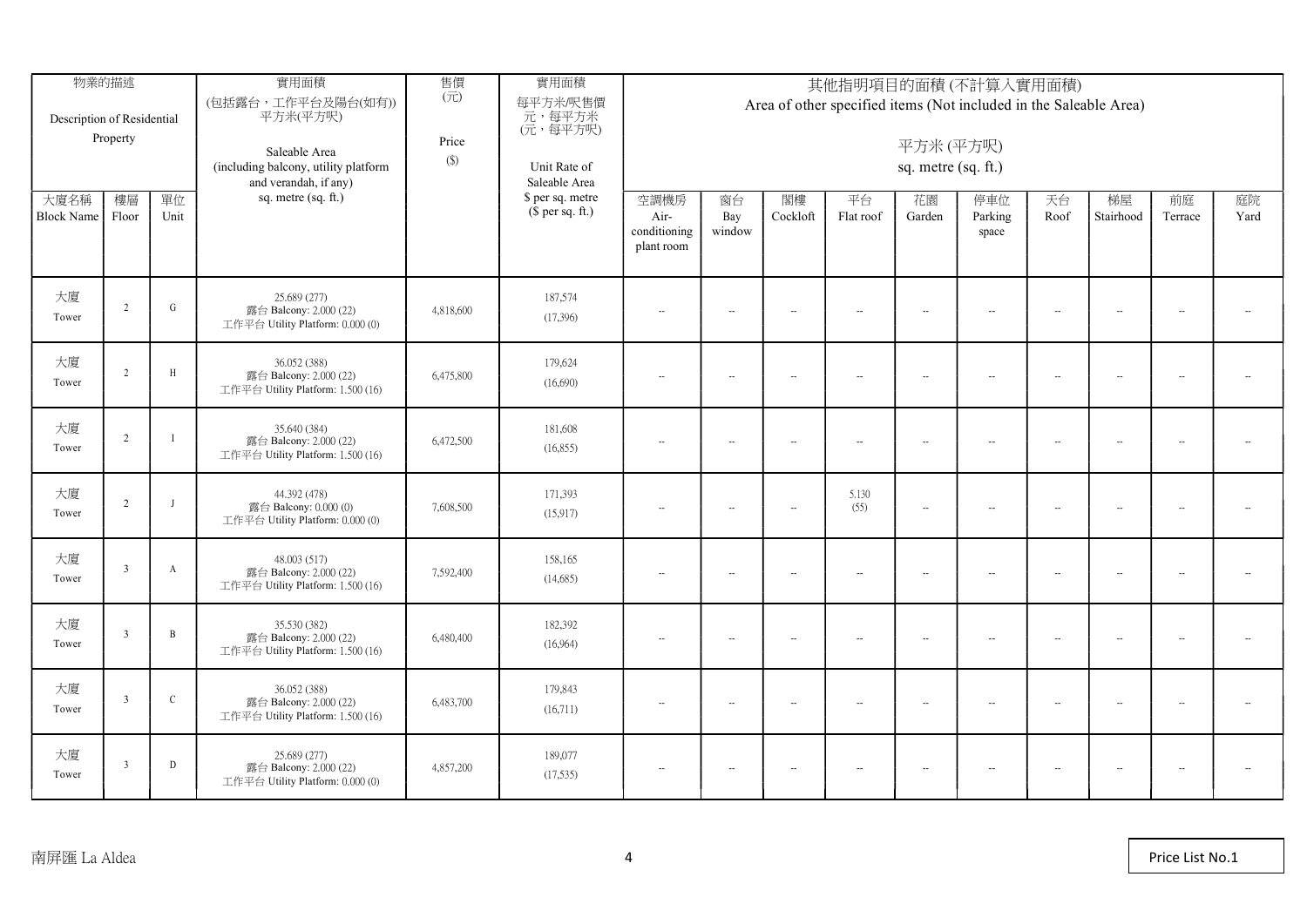| 物業的描述 Description of Residential Property | | | 實用面積 (包括露台，工作平台及陽台(如有)) 平方米(平方呎) Saleable Area (including balcony, utility platform and verandah, if any) sq. metre (sq. ft.) | 售價 (元) Price ($) | 實用面積 每平方米/呎售價 元，每平方米 (元，每平方呎) Unit Rate of Saleable Area $ per sq. metre ($ per sq. ft.) | 其他指明項目的面積 (不計算入實用面積) Area of other specified items (Not included in the Saleable Area) 平方米 (平方呎) sq. metre (sq. ft.) | | | | | | | | | |
|---|---|---|---|---|---|---|---|---|---|---|---|---|---|---|---|
| 大廈名稱 Block Name | 樓層 Floor | 單位 Unit | | | | 空調機房 Air-conditioning plant room | 窗台 Bay window | 閣樓 Cockloft | 平台 Flat roof | 花園 Garden | 停車位 Parking space | 天台 Roof | 梯屋 Stairhood | 前庭 Terrace | 庭院 Yard |
| 大廈 Tower | 2 | G | 25.689 (277) 露台 Balcony: 2.000 (22) 工作平台 Utility Platform: 0.000 (0) | 4,818,600 | 187,574 (17,396) | -- | -- | -- | -- | -- | -- | -- | -- | -- | -- |
| 大廈 Tower | 2 | H | 36.052 (388) 露台 Balcony: 2.000 (22) 工作平台 Utility Platform: 1.500 (16) | 6,475,800 | 179,624 (16,690) | -- | -- | -- | -- | -- | -- | -- | -- | -- | -- |
| 大廈 Tower | 2 | I | 35.640 (384) 露台 Balcony: 2.000 (22) 工作平台 Utility Platform: 1.500 (16) | 6,472,500 | 181,608 (16,855) | -- | -- | -- | -- | -- | -- | -- | -- | -- | -- |
| 大廈 Tower | 2 | J | 44.392 (478) 露台 Balcony: 0.000 (0) 工作平台 Utility Platform: 0.000 (0) | 7,608,500 | 171,393 (15,917) | -- | -- | -- | 5.130 (55) | -- | -- | -- | -- | -- | -- |
| 大廈 Tower | 3 | A | 48.003 (517) 露台 Balcony: 2.000 (22) 工作平台 Utility Platform: 1.500 (16) | 7,592,400 | 158,165 (14,685) | -- | -- | -- | -- | -- | -- | -- | -- | -- | -- |
| 大廈 Tower | 3 | B | 35.530 (382) 露台 Balcony: 2.000 (22) 工作平台 Utility Platform: 1.500 (16) | 6,480,400 | 182,392 (16,964) | -- | -- | -- | -- | -- | -- | -- | -- | -- | -- |
| 大廈 Tower | 3 | C | 36.052 (388) 露台 Balcony: 2.000 (22) 工作平台 Utility Platform: 1.500 (16) | 6,483,700 | 179,843 (16,711) | -- | -- | -- | -- | -- | -- | -- | -- | -- | -- |
| 大廈 Tower | 3 | D | 25.689 (277) 露台 Balcony: 2.000 (22) 工作平台 Utility Platform: 0.000 (0) | 4,857,200 | 189,077 (17,535) | -- | -- | -- | -- | -- | -- | -- | -- | -- | -- |

南屏匯 La Aldea

Price List No.1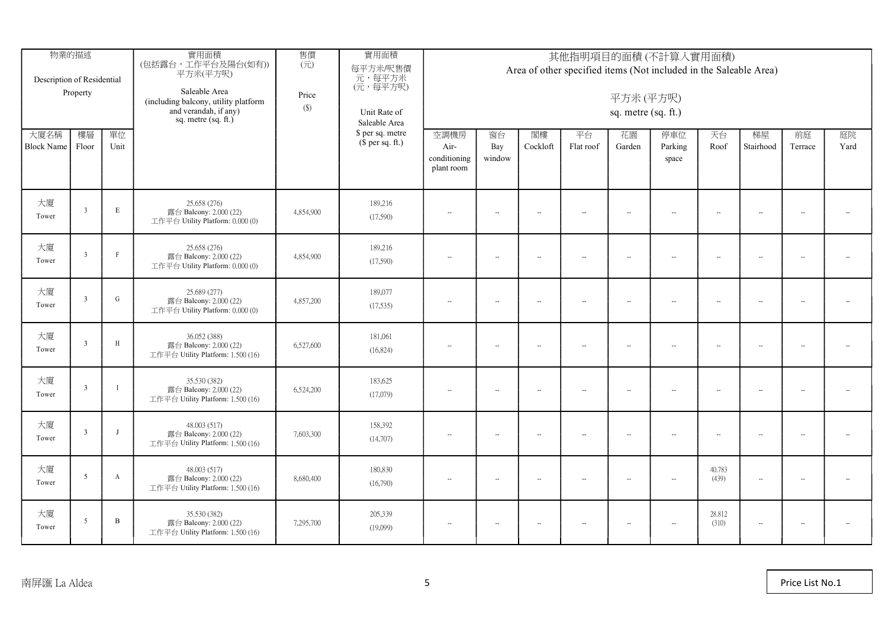| 物業的描述 Description of Residential Property | | | 實用面積 (包括露台，工作平台及陽台(如有)) 平方米(平方呎) Saleable Area (including balcony, utility platform and verandah, if any) sq. metre (sq. ft.) | 售價 (元) Price ($) | 實用面積 每平方米/呎售價 元，每平方米 (元，每平方呎) Unit Rate of Saleable Area $ per sq. metre ($ per sq. ft.) | 其他指明項目的面積 (不計算入實用面積) Area of other specified items (Not included in the Saleable Area) 平方米 (平方呎) sq. metre (sq. ft.) | | | | | | | | | |
|---|---|---|---|---|---|---|---|---|---|---|---|---|---|---|---|
| 大廈名稱 Block Name | 樓層 Floor | 單位 Unit | | | | 空調機房 Air-conditioning plant room | 窗台 Bay window | 閣樓 Cockloft | 平台 Flat roof | 花園 Garden | 停車位 Parking space | 天台 Roof | 梯屋 Stairhood | 前庭 Terrace | 庭院 Yard |
| 大廈 Tower | 3 | E | 25.658 (276) 露台 Balcony: 2.000 (22) 工作平台 Utility Platform: 0.000 (0) | 4,854,900 | 189,216 (17,590) | -- | -- | -- | -- | -- | -- | -- | -- | -- | -- |
| 大廈 Tower | 3 | F | 25.658 (276) 露台 Balcony: 2.000 (22) 工作平台 Utility Platform: 0.000 (0) | 4,854,900 | 189,216 (17,590) | -- | -- | -- | -- | -- | -- | -- | -- | -- | -- |
| 大廈 Tower | 3 | G | 25.689 (277) 露台 Balcony: 2.000 (22) 工作平台 Utility Platform: 0.000 (0) | 4,857,200 | 189,077 (17,535) | -- | -- | -- | -- | -- | -- | -- | -- | -- | -- |
| 大廈 Tower | 3 | H | 36.052 (388) 露台 Balcony: 2.000 (22) 工作平台 Utility Platform: 1.500 (16) | 6,527,600 | 181,061 (16,824) | -- | -- | -- | -- | -- | -- | -- | -- | -- | -- |
| 大廈 Tower | 3 | I | 35.530 (382) 露台 Balcony: 2.000 (22) 工作平台 Utility Platform: 1.500 (16) | 6,524,200 | 183,625 (17,079) | -- | -- | -- | -- | -- | -- | -- | -- | -- | -- |
| 大廈 Tower | 3 | J | 48.003 (517) 露台 Balcony: 2.000 (22) 工作平台 Utility Platform: 1.500 (16) | 7,603,300 | 158,392 (14,707) | -- | -- | -- | -- | -- | -- | -- | -- | -- | -- |
| 大廈 Tower | 5 | A | 48.003 (517) 露台 Balcony: 2.000 (22) 工作平台 Utility Platform: 1.500 (16) | 8,680,400 | 180,830 (16,790) | -- | -- | -- | -- | -- | -- | 40.783 (439) | -- | -- | -- |
| 大廈 Tower | 5 | B | 35.530 (382) 露台 Balcony: 2.000 (22) 工作平台 Utility Platform: 1.500 (16) | 7,295,700 | 205,339 (19,099) | -- | -- | -- | -- | -- | -- | 28.812 (310) | -- | -- | -- |

南屏匯 La Aldea

Price List No.1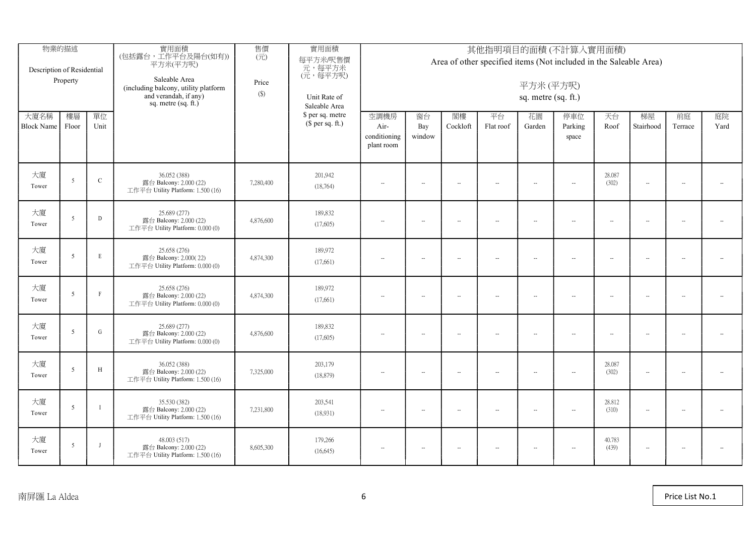| 物業的描述 Description of Residential Property | | | 實用面積 (包括露台，工作平台及陽台(如有)) 平方米(平方呎) Saleable Area (including balcony, utility platform and verandah, if any) sq. metre (sq. ft.) | 售價 (元) Price ($) | 實用面積 每平方米/呎售價 元，每平方米 (元，每平方呎) Unit Rate of Saleable Area $ per sq. metre ($ per sq. ft.) | 其他指明項目的面積 (不計算入實用面積) Area of other specified items (Not included in the Saleable Area) 平方米 (平方呎) sq. metre (sq. ft.) | | | | | | | | | |
|---|---|---|---|---|---|---|---|---|---|---|---|---|---|---|---|
| 大廈名稱 Block Name | 樓層 Floor | 單位 Unit | | | | 空調機房 Air-conditioning plant room | 窗台 Bay window | 閣樓 Cockloft | 平台 Flat roof | 花園 Garden | 停車位 Parking space | 天台 Roof | 梯屋 Stairhood | 前庭 Terrace | 庭院 Yard |
| 大廈 Tower | 5 | C | 36.052 (388) 露台 Balcony: 2.000 (22) 工作平台 Utility Platform: 1.500 (16) | 7,280,400 | 201,942 (18,764) | -- | -- | -- | -- | -- | -- | 28.087 (302) | -- | -- | -- |
| 大廈 Tower | 5 | D | 25.689 (277) 露台 Balcony: 2.000 (22) 工作平台 Utility Platform: 0.000 (0) | 4,876,600 | 189,832 (17,605) | -- | -- | -- | -- | -- | -- | -- | -- | -- | -- |
| 大廈 Tower | 5 | E | 25.658 (276) 露台 Balcony: 2.000( 22) 工作平台 Utility Platform: 0.000 (0) | 4,874,300 | 189,972 (17,661) | -- | -- | -- | -- | -- | -- | -- | -- | -- | -- |
| 大廈 Tower | 5 | F | 25.658 (276) 露台 Balcony: 2.000 (22) 工作平台 Utility Platform: 0.000 (0) | 4,874,300 | 189,972 (17,661) | -- | -- | -- | -- | -- | -- | -- | -- | -- | -- |
| 大廈 Tower | 5 | G | 25.689 (277) 露台 Balcony: 2.000 (22) 工作平台 Utility Platform: 0.000 (0) | 4,876,600 | 189,832 (17,605) | -- | -- | -- | -- | -- | -- | -- | -- | -- | -- |
| 大廈 Tower | 5 | H | 36.052 (388) 露台 Balcony: 2.000 (22) 工作平台 Utility Platform: 1.500 (16) | 7,325,000 | 203,179 (18,879) | -- | -- | -- | -- | -- | -- | 28.087 (302) | -- | -- | -- |
| 大廈 Tower | 5 | I | 35.530 (382) 露台 Balcony: 2.000 (22) 工作平台 Utility Platform: 1.500 (16) | 7,231,800 | 203,541 (18,931) | -- | -- | -- | -- | -- | -- | 28.812 (310) | -- | -- | -- |
| 大廈 Tower | 5 | J | 48.003 (517) 露台 Balcony: 2.000 (22) 工作平台 Utility Platform: 1.500 (16) | 8,605,300 | 179,266 (16,645) | -- | -- | -- | -- | -- | -- | 40.783 (439) | -- | -- | -- |

南屏匯 La Aldea

Price List No.1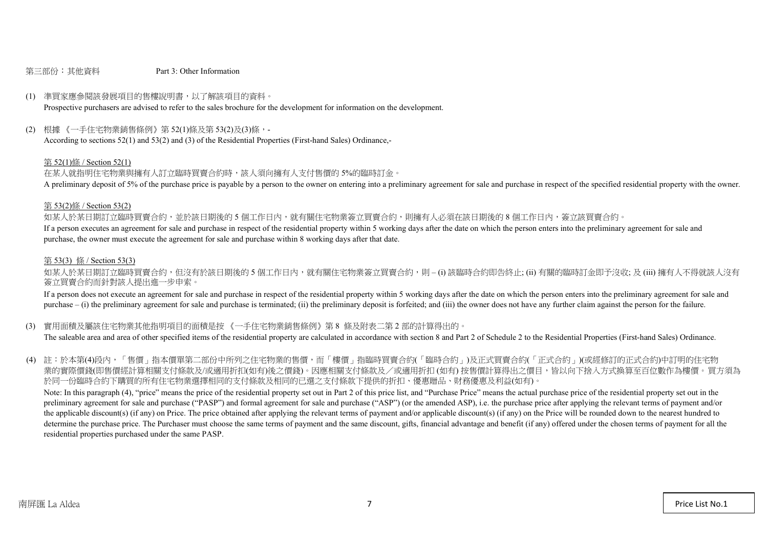## 第三部份：其他資料 Part 3: Other Information

(1) 準買家應參閱該發展項目的售樓說明書，以了解該項目的資料。
Prospective purchasers are advised to refer to the sales brochure for the development for information on the development.

(2) 根據 《一手住宅物業銷售條例》第 52(1)條及第 53(2)及(3)條，-
According to sections 52(1) and 53(2) and (3) of the Residential Properties (First-hand Sales) Ordinance,-

第 52(1)條 / Section 52(1)

在某人就指明住宅物業與擁有人訂立臨時買賣合約時，該人須向擁有人支付售價的 5%的臨時訂金。
A preliminary deposit of 5% of the purchase price is payable by a person to the owner on entering into a preliminary agreement for sale and purchase in respect of the specified residential property with the owner.

第 53(2)條 / Section 53(2)

如某人於某日期訂立臨時買賣合約，並於該日期後的 5 個工作日內，就有關住宅物業簽立買賣合約，則擁有人必須在該日期後的 8 個工作日內，簽立該買賣合約。
If a person executes an agreement for sale and purchase in respect of the residential property within 5 working days after the date on which the person enters into the preliminary agreement for sale and purchase, the owner must execute the agreement for sale and purchase within 8 working days after that date.

第 53(3) 條 / Section 53(3)

如某人於某日期訂立臨時買賣合約，但沒有於該日期後的 5 個工作日內，就有關住宅物業簽立買賣合約，則 – (i) 該臨時合約即告終止; (ii) 有關的臨時訂金即予沒收; 及 (iii) 擁有人不得就該人沒有簽立買賣合約而針對該人提出進一步申索。

If a person does not execute an agreement for sale and purchase in respect of the residential property within 5 working days after the date on which the person enters into the preliminary agreement for sale and purchase – (i) the preliminary agreement for sale and purchase is terminated; (ii) the preliminary deposit is forfeited; and (iii) the owner does not have any further claim against the person for the failure.

(3) 實用面積及屬該住宅物業其他指明項目的面積是按 《一手住宅物業銷售條例》第 8 條及附表二第 2 部的計算得出的。
The saleable area and area of other specified items of the residential property are calculated in accordance with section 8 and Part 2 of Schedule 2 to the Residential Properties (First-hand Sales) Ordinance.

(4) 註：於本第(4)段內，「售價」指本價單第二部份中所列之住宅物業的售價，而「樓價」指臨時買賣合約(「臨時合約」)及正式買賣合約(「正式合約」)(或經修訂的正式合約)中訂明的住宅物業的實際價錢(即售價經計算相關支付條款及/或適用折扣(如有)後之價錢)。因應相關支付條款及／或適用折扣 (如有) 按售價計算得出之價目，皆以向下捨入方式換算至百位數作為樓價。 買方須為於同一份臨時合約下購買的所有住宅物業選擇相同的支付條款及相同的已選之支付條款下提供的折扣、優惠贈品、財務優惠及利益(如有)。

Note: In this paragraph (4), "price" means the price of the residential property set out in Part 2 of this price list, and "Purchase Price" means the actual purchase price of the residential property set out in the preliminary agreement for sale and purchase ("PASP") and formal agreement for sale and purchase ("ASP") (or the amended ASP), i.e. the purchase price after applying the relevant terms of payment and/or the applicable discount(s) (if any) on Price. The price obtained after applying the relevant terms of payment and/or applicable discount(s) (if any) on the Price will be rounded down to the nearest hundred to determine the purchase price. The Purchaser must choose the same terms of payment and the same discount, gifts, financial advantage and benefit (if any) offered under the chosen terms of payment for all the residential properties purchased under the same PASP.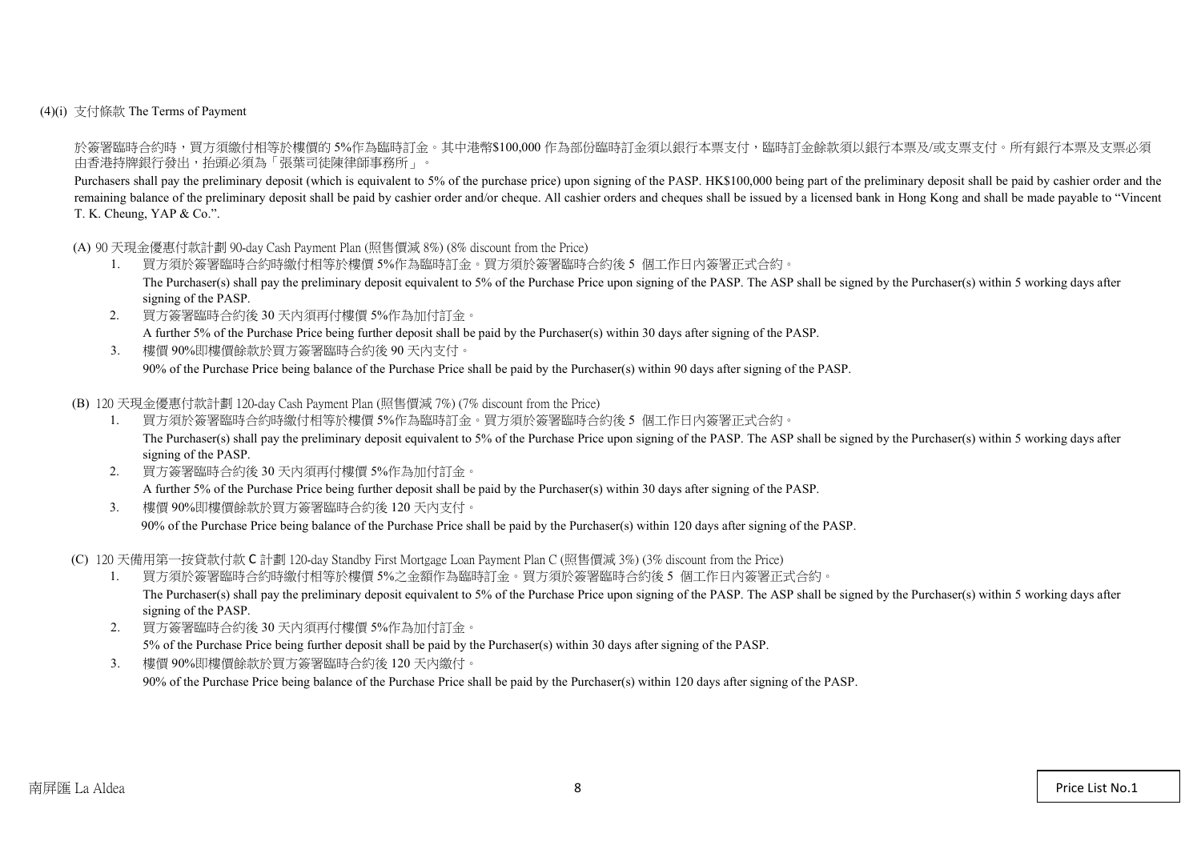(4)(i) 支付條款 The Terms of Payment

於簽署臨時合約時，買方須繳付相等於樓價的 5%作為臨時訂金。其中港幣$100,000 作為部份臨時訂金須以銀行本票支付，臨時訂金餘款須以銀行本票及/或支票支付。所有銀行本票及支票必須由香港持牌銀行發出，抬頭必須為「張葉司徒陳律師事務所」。

Purchasers shall pay the preliminary deposit (which is equivalent to 5% of the purchase price) upon signing of the PASP. HK$100,000 being part of the preliminary deposit shall be paid by cashier order and the remaining balance of the preliminary deposit shall be paid by cashier order and/or cheque. All cashier orders and cheques shall be issued by a licensed bank in Hong Kong and shall be made payable to "Vincent T. K. Cheung, YAP & Co.".

(A) 90 天現金優惠付款計劃 90-day Cash Payment Plan (照售價減 8%) (8% discount from the Price)

1. 買方須於簽署臨時合約時繳付相等於樓價 5%作為臨時訂金。買方須於簽署臨時合約後 5 個工作日內簽署正式合約。
   The Purchaser(s) shall pay the preliminary deposit equivalent to 5% of the Purchase Price upon signing of the PASP. The ASP shall be signed by the Purchaser(s) within 5 working days after signing of the PASP.
2. 買方簽署臨時合約後 30 天內須再付樓價 5%作為加付訂金。
   A further 5% of the Purchase Price being further deposit shall be paid by the Purchaser(s) within 30 days after signing of the PASP.
3. 樓價 90%即樓價餘款於買方簽署臨時合約後 90 天內支付。
   90% of the Purchase Price being balance of the Purchase Price shall be paid by the Purchaser(s) within 90 days after signing of the PASP.

(B) 120 天現金優惠付款計劃 120-day Cash Payment Plan (照售價減 7%) (7% discount from the Price)

1. 買方須於簽署臨時合約時繳付相等於樓價 5%作為臨時訂金。買方須於簽署臨時合約後 5 個工作日內簽署正式合約。
   The Purchaser(s) shall pay the preliminary deposit equivalent to 5% of the Purchase Price upon signing of the PASP. The ASP shall be signed by the Purchaser(s) within 5 working days after signing of the PASP.
2. 買方簽署臨時合約後 30 天內須再付樓價 5%作為加付訂金。
   A further 5% of the Purchase Price being further deposit shall be paid by the Purchaser(s) within 30 days after signing of the PASP.
3. 樓價 90%即樓價餘款於買方簽署臨時合約後 120 天內支付。
   90% of the Purchase Price being balance of the Purchase Price shall be paid by the Purchaser(s) within 120 days after signing of the PASP.

(C) 120 天備用第一按貸款付款 C 計劃 120-day Standby First Mortgage Loan Payment Plan C (照售價減 3%) (3% discount from the Price)

1. 買方須於簽署臨時合約時繳付相等於樓價 5%之金額作為臨時訂金。買方須於簽署臨時合約後 5 個工作日內簽署正式合約。
   The Purchaser(s) shall pay the preliminary deposit equivalent to 5% of the Purchase Price upon signing of the PASP. The ASP shall be signed by the Purchaser(s) within 5 working days after signing of the PASP.
2. 買方簽署臨時合約後 30 天內須再付樓價 5%作為加付訂金。
   5% of the Purchase Price being further deposit shall be paid by the Purchaser(s) within 30 days after signing of the PASP.
3. 樓價 90%即樓價餘款於買方簽署臨時合約後 120 天內繳付。
   90% of the Purchase Price being balance of the Purchase Price shall be paid by the Purchaser(s) within 120 days after signing of the PASP.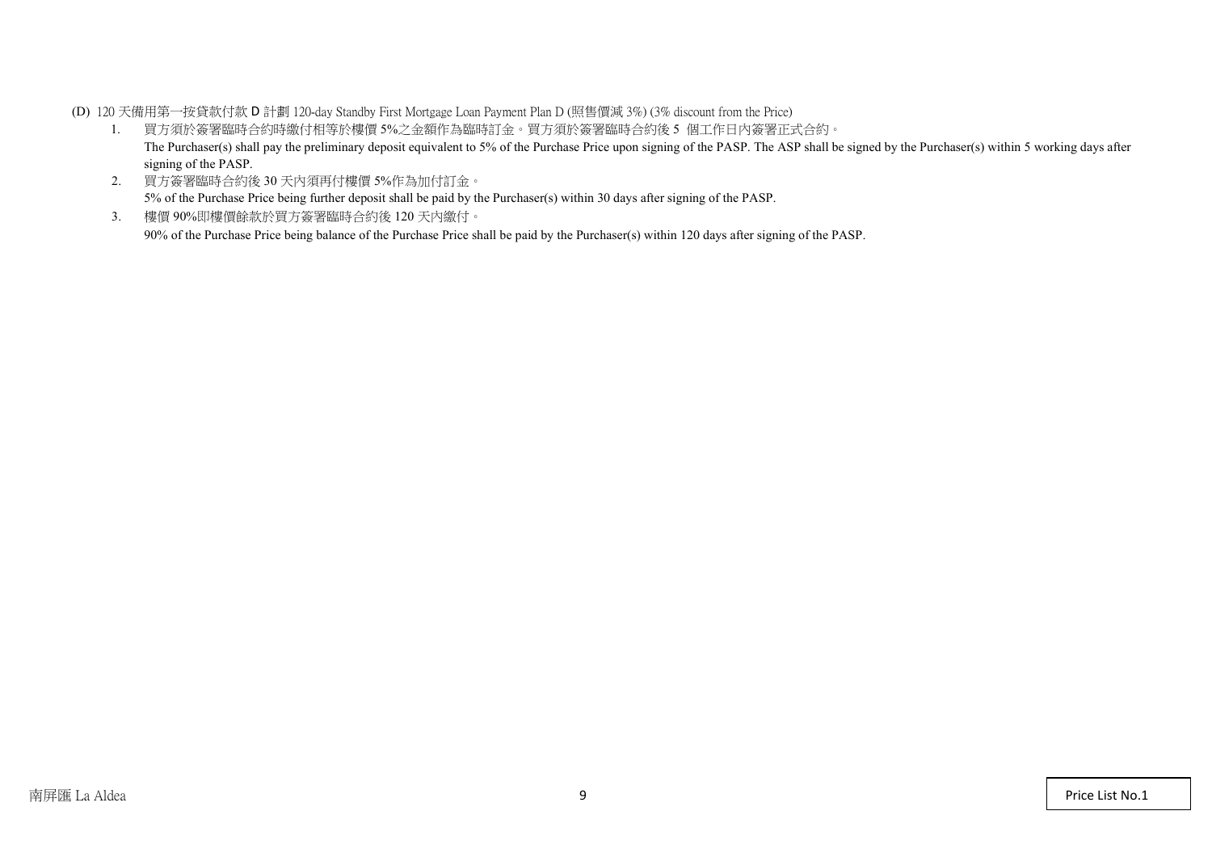(D) 120 天備用第一按貸款付款 D 計劃 120-day Standby First Mortgage Loan Payment Plan D (照售價減 3%) (3% discount from the Price)

1. 買方須於簽署臨時合約時繳付相等於樓價 5%之金額作為臨時訂金。買方須於簽署臨時合約後 5 個工作日內簽署正式合約。
   The Purchaser(s) shall pay the preliminary deposit equivalent to 5% of the Purchase Price upon signing of the PASP. The ASP shall be signed by the Purchaser(s) within 5 working days after signing of the PASP.
2. 買方簽署臨時合約後 30 天內須再付樓價 5%作為加付訂金。
   5% of the Purchase Price being further deposit shall be paid by the Purchaser(s) within 30 days after signing of the PASP.
3. 樓價 90%即樓價餘款於買方簽署臨時合約後 120 天內繳付。
   90% of the Purchase Price being balance of the Purchase Price shall be paid by the Purchaser(s) within 120 days after signing of the PASP.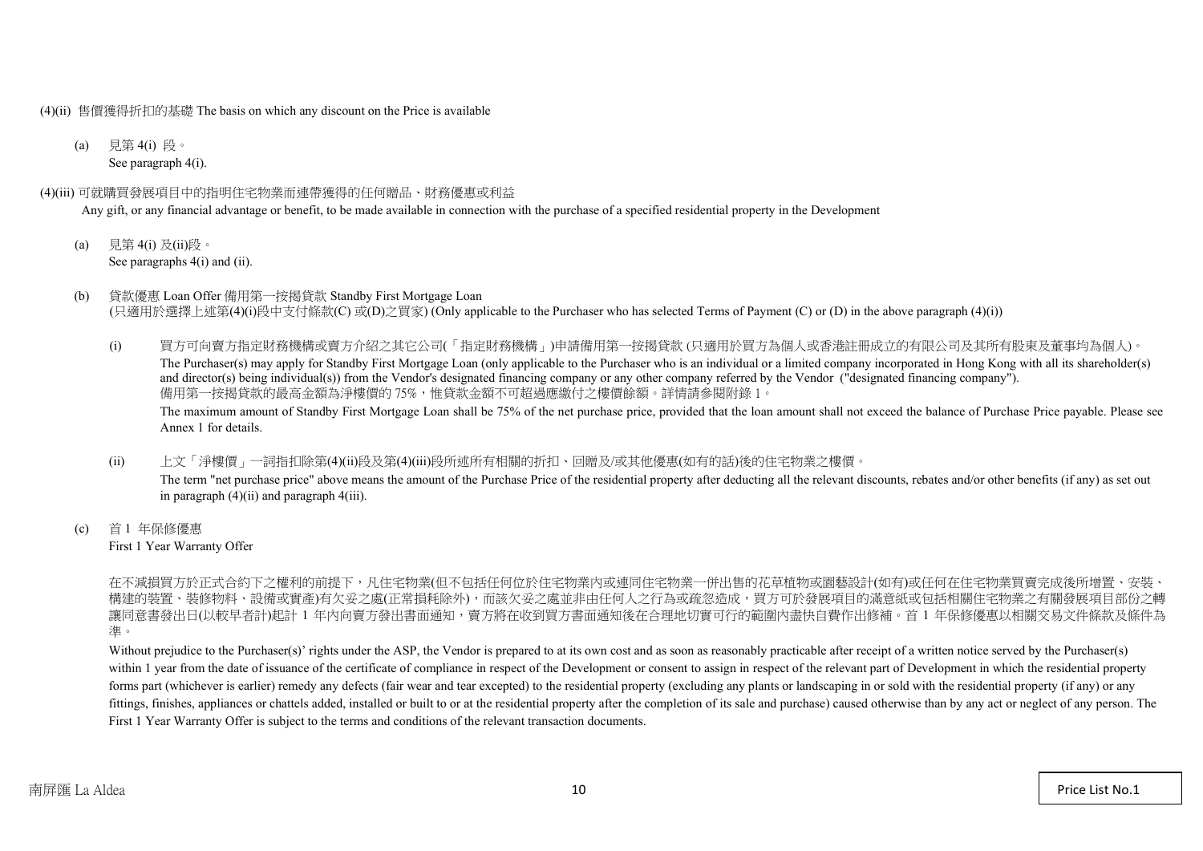(4)(ii) 售價獲得折扣的基礎 The basis on which any discount on the Price is available

(a) 見第 4(i) 段。
See paragraph 4(i).

(4)(iii) 可就購買發展項目中的指明住宅物業而連帶獲得的任何贈品、財務優惠或利益
Any gift, or any financial advantage or benefit, to be made available in connection with the purchase of a specified residential property in the Development

(a) 見第 4(i) 及(ii)段。
See paragraphs 4(i) and (ii).

(b) 貸款優惠 Loan Offer 備用第一按揭貸款 Standby First Mortgage Loan
(只適用於選擇上述第(4)(i)段中支付條款(C) 或(D)之買家) (Only applicable to the Purchaser who has selected Terms of Payment (C) or (D) in the above paragraph (4)(i))

(i) 買方可向賣方指定財務機構或賣方介紹之其它公司(「指定財務機構」)申請備用第一按揭貸款 (只適用於買方為個人或香港註冊成立的有限公司及其所有股東及董事均為個人)。
The Purchaser(s) may apply for Standby First Mortgage Loan (only applicable to the Purchaser who is an individual or a limited company incorporated in Hong Kong with all its shareholder(s) and director(s) being individual(s)) from the Vendor's designated financing company or any other company referred by the Vendor ("designated financing company").
備用第一按揭貸款的最高金額為淨樓價的 75%，惟貸款金額不可超過應繳付之樓價餘額。詳情請參閱附錄 1。
The maximum amount of Standby First Mortgage Loan shall be 75% of the net purchase price, provided that the loan amount shall not exceed the balance of Purchase Price payable. Please see Annex 1 for details.

(ii) 上文「淨樓價」一詞指扣除第(4)(ii)段及第(4)(iii)段所述所有相關的折扣、回贈及/或其他優惠(如有的話)後的住宅物業之樓價。
The term "net purchase price" above means the amount of the Purchase Price of the residential property after deducting all the relevant discounts, rebates and/or other benefits (if any) as set out in paragraph (4)(ii) and paragraph 4(iii).

(c) 首 1 年保修優惠
First 1 Year Warranty Offer

在不減損買方於正式合約下之權利的前提下，凡住宅物業(但不包括任何位於住宅物業內或連同住宅物業一併出售的花草植物或園藝設計(如有)或任何在住宅物業買賣完成後所增置、安裝、構建的裝置、裝修物料、設備或實產)有欠妥之處(正常損耗除外)，而該欠妥之處並非由任何人之行為或疏忽造成，買方可於發展項目的滿意紙或包括相關住宅物業之有關發展項目部份之轉讓同意書發出日(以較早者計)起計 1 年內向賣方發出書面通知，賣方將在收到買方書面通知後在合理地切實可行的範圍內盡快自費作出修補。首 1 年保修優惠以相關交易文件條款及條件為準。

Without prejudice to the Purchaser(s)' rights under the ASP, the Vendor is prepared to at its own cost and as soon as reasonably practicable after receipt of a written notice served by the Purchaser(s) within 1 year from the date of issuance of the certificate of compliance in respect of the Development or consent to assign in respect of the relevant part of Development in which the residential property forms part (whichever is earlier) remedy any defects (fair wear and tear excepted) to the residential property (excluding any plants or landscaping in or sold with the residential property (if any) or any fittings, finishes, appliances or chattels added, installed or built to or at the residential property after the completion of its sale and purchase) caused otherwise than by any act or neglect of any person. The First 1 Year Warranty Offer is subject to the terms and conditions of the relevant transaction documents.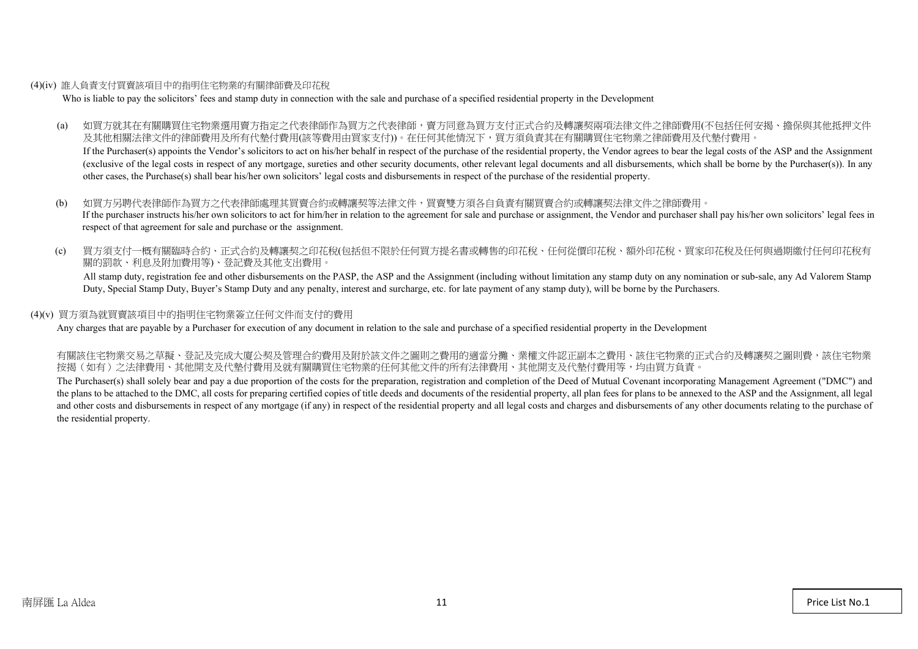(4)(iv) 誰人負責支付買賣該項目中的指明住宅物業的有關律師費及印花稅

Who is liable to pay the solicitors' fees and stamp duty in connection with the sale and purchase of a specified residential property in the Development

(a) 如買方就其在有關購買住宅物業選用賣方指定之代表律師作為買方之代表律師，賣方同意為買方支付正式合約及轉讓契兩項法律文件之律師費用(不包括任何安揭、擔保與其他抵押文件及其他相關法律文件的律師費用及所有代墊付費用(該等費用由買家支付))。在任何其他情況下，買方須負責其在有關購買住宅物業之律師費用及代墊付費用。

If the Purchaser(s) appoints the Vendor's solicitors to act on his/her behalf in respect of the purchase of the residential property, the Vendor agrees to bear the legal costs of the ASP and the Assignment (exclusive of the legal costs in respect of any mortgage, sureties and other security documents, other relevant legal documents and all disbursements, which shall be borne by the Purchaser(s)). In any other cases, the Purchase(s) shall bear his/her own solicitors' legal costs and disbursements in respect of the purchase of the residential property.

(b) 如買方另聘代表律師作為買方之代表律師處理其買賣合約或轉讓契等法律文件，買賣雙方須各自負責有關買賣合約或轉讓契法律文件之律師費用。

If the purchaser instructs his/her own solicitors to act for him/her in relation to the agreement for sale and purchase or assignment, the Vendor and purchaser shall pay his/her own solicitors' legal fees in respect of that agreement for sale and purchase or the assignment.

(c) 買方須支付一概有關臨時合約、正式合約及轉讓契之印花稅(包括但不限於任何買方提名書或轉售的印花稅、任何從價印花稅、額外印花稅、買家印花稅及任何與過期繳付任何印花稅有關的罰款、利息及附加費用等)、登記費及其他支出費用。

All stamp duty, registration fee and other disbursements on the PASP, the ASP and the Assignment (including without limitation any stamp duty on any nomination or sub-sale, any Ad Valorem Stamp Duty, Special Stamp Duty, Buyer's Stamp Duty and any penalty, interest and surcharge, etc. for late payment of any stamp duty), will be borne by the Purchasers.

(4)(v) 買方須為就買賣該項目中的指明住宅物業簽立任何文件而支付的費用

Any charges that are payable by a Purchaser for execution of any document in relation to the sale and purchase of a specified residential property in the Development

有關該住宅物業交易之草擬、登記及完成大廈公契及管理合約費用及附於該文件之圖則之費用的適當分攤、業權文件認正副本之費用、該住宅物業的正式合約及轉讓契之圖則費，該住宅物業按揭（如有）之法律費用、其他開支及代墊付費用及就有關購買住宅物業的任何其他文件的所有法律費用、其他開支及代墊付費用等，均由買方負責。

The Purchaser(s) shall solely bear and pay a due proportion of the costs for the preparation, registration and completion of the Deed of Mutual Covenant incorporating Management Agreement ("DMC") and the plans to be attached to the DMC, all costs for preparing certified copies of title deeds and documents of the residential property, all plan fees for plans to be annexed to the ASP and the Assignment, all legal and other costs and disbursements in respect of any mortgage (if any) in respect of the residential property and all legal costs and charges and disbursements of any other documents relating to the purchase of the residential property.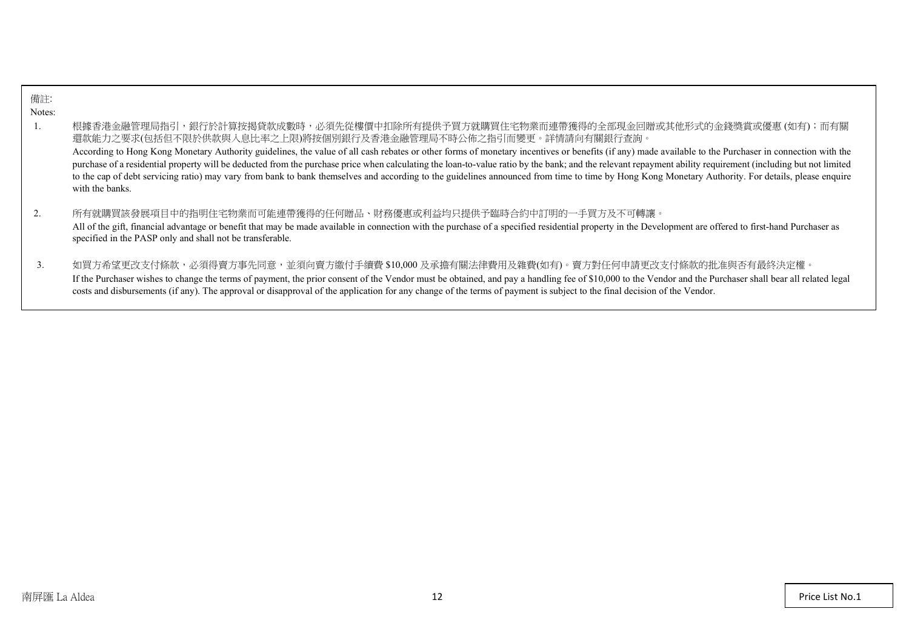備註:

Notes:

1. 根據香港金融管理局指引，銀行於計算按揭貸款成數時，必須先從樓價中扣除所有提供予買方就購買住宅物業而連帶獲得的全部現金回贈或其他形式的金錢獎賞或優惠 (如有)；而有關還款能力之要求(包括但不限於供款與入息比率之上限)將按個別銀行及香港金融管理局不時公佈之指引而變更。詳情請向有關銀行查詢。

   According to Hong Kong Monetary Authority guidelines, the value of all cash rebates or other forms of monetary incentives or benefits (if any) made available to the Purchaser in connection with the purchase of a residential property will be deducted from the purchase price when calculating the loan-to-value ratio by the bank; and the relevant repayment ability requirement (including but not limited to the cap of debt servicing ratio) may vary from bank to bank themselves and according to the guidelines announced from time to time by Hong Kong Monetary Authority. For details, please enquire with the banks.

2. 所有就購買該發展項目中的指明住宅物業而可能連帶獲得的任何贈品、財務優惠或利益均只提供予臨時合約中訂明的一手買方及不可轉讓。

   All of the gift, financial advantage or benefit that may be made available in connection with the purchase of a specified residential property in the Development are offered to first-hand Purchaser as specified in the PASP only and shall not be transferable.

3. 如買方希望更改支付條款，必須得賣方事先同意，並須向賣方繳付手續費 $10,000 及承擔有關法律費用及雜費(如有)。賣方對任何申請更改支付條款的批准與否有最終決定權。

   If the Purchaser wishes to change the terms of payment, the prior consent of the Vendor must be obtained, and pay a handling fee of $10,000 to the Vendor and the Purchaser shall bear all related legal costs and disbursements (if any). The approval or disapproval of the application for any change of the terms of payment is subject to the final decision of the Vendor.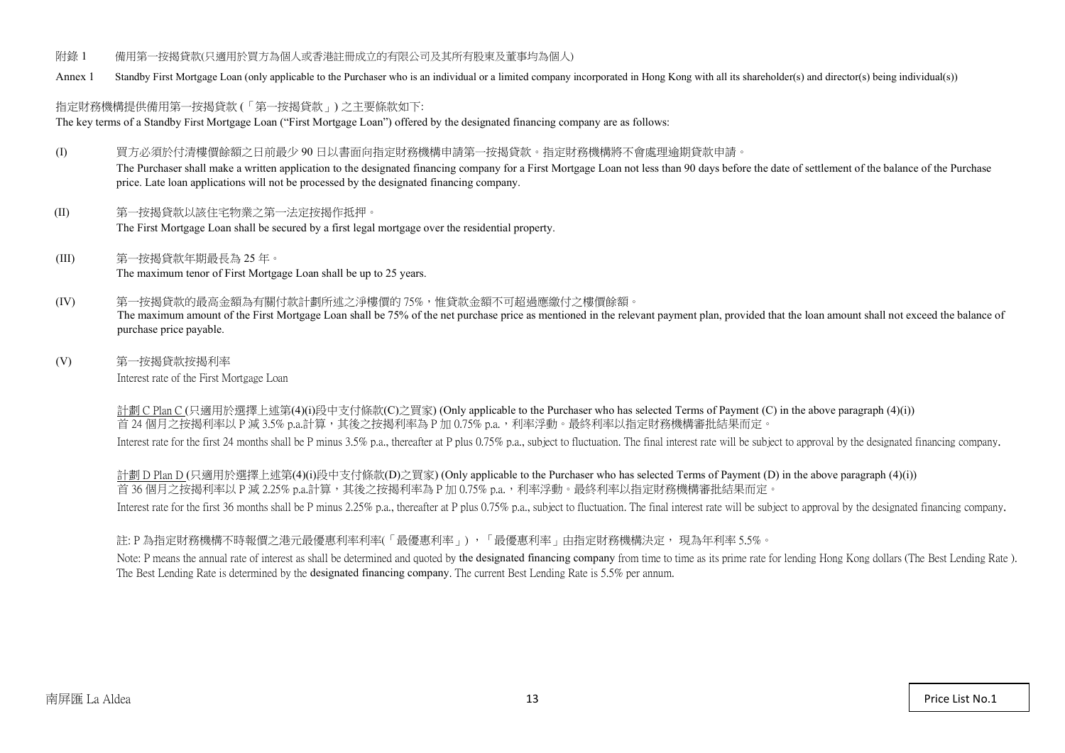附錄 1　　備用第一按揭貸款(只適用於買方為個人或香港註冊成立的有限公司及其所有股東及董事均為個人)

Annex 1　　Standby First Mortgage Loan (only applicable to the Purchaser who is an individual or a limited company incorporated in Hong Kong with all its shareholder(s) and director(s) being individual(s))

指定財務機構提供備用第一按揭貸款 (「第一按揭貸款」) 之主要條款如下:

The key terms of a Standby First Mortgage Loan ("First Mortgage Loan") offered by the designated financing company are as follows:

(I)　買方必須於付清樓價餘額之日前最少 90 日以書面向指定財務機構申請第一按揭貸款。指定財務機構將不會處理逾期貸款申請。

The Purchaser shall make a written application to the designated financing company for a First Mortgage Loan not less than 90 days before the date of settlement of the balance of the Purchase price. Late loan applications will not be processed by the designated financing company.

(II)　第一按揭貸款以該住宅物業之第一法定按揭作抵押。

The First Mortgage Loan shall be secured by a first legal mortgage over the residential property.

(III)　第一按揭貸款年期最長為 25 年。

The maximum tenor of First Mortgage Loan shall be up to 25 years.

(IV)　第一按揭貸款的最高金額為有關付款計劃所述之淨樓價的 75%，惟貸款金額不可超過應繳付之樓價餘額。

The maximum amount of the First Mortgage Loan shall be 75% of the net purchase price as mentioned in the relevant payment plan, provided that the loan amount shall not exceed the balance of purchase price payable.

(V)　第一按揭貸款按揭利率

Interest rate of the First Mortgage Loan

計劃 C Plan C (只適用於選擇上述第(4)(i)段中支付條款(C)之買家) (Only applicable to the Purchaser who has selected Terms of Payment (C) in the above paragraph (4)(i))
首 24 個月之按揭利率以 P 減 3.5% p.a.計算，其後之按揭利率為 P 加 0.75% p.a.，利率浮動。最終利率以指定財務機構審批結果而定。

Interest rate for the first 24 months shall be P minus 3.5% p.a., thereafter at P plus 0.75% p.a., subject to fluctuation. The final interest rate will be subject to approval by the designated financing company.

計劃 D Plan D (只適用於選擇上述第(4)(i)段中支付條款(D)之買家) (Only applicable to the Purchaser who has selected Terms of Payment (D) in the above paragraph (4)(i))
首 36 個月之按揭利率以 P 減 2.25% p.a.計算，其後之按揭利率為 P 加 0.75% p.a.，利率浮動。最終利率以指定財務機構審批結果而定。

Interest rate for the first 36 months shall be P minus 2.25% p.a., thereafter at P plus 0.75% p.a., subject to fluctuation. The final interest rate will be subject to approval by the designated financing company.

註: P 為指定財務機構不時報價之港元最優惠利率利率(「最優惠利率」)，「最優惠利率」由指定財務機構決定， 現為年利率 5.5%。

Note: P means the annual rate of interest as shall be determined and quoted by the designated financing company from time to time as its prime rate for lending Hong Kong dollars (The Best Lending Rate ). The Best Lending Rate is determined by the designated financing company. The current Best Lending Rate is 5.5% per annum.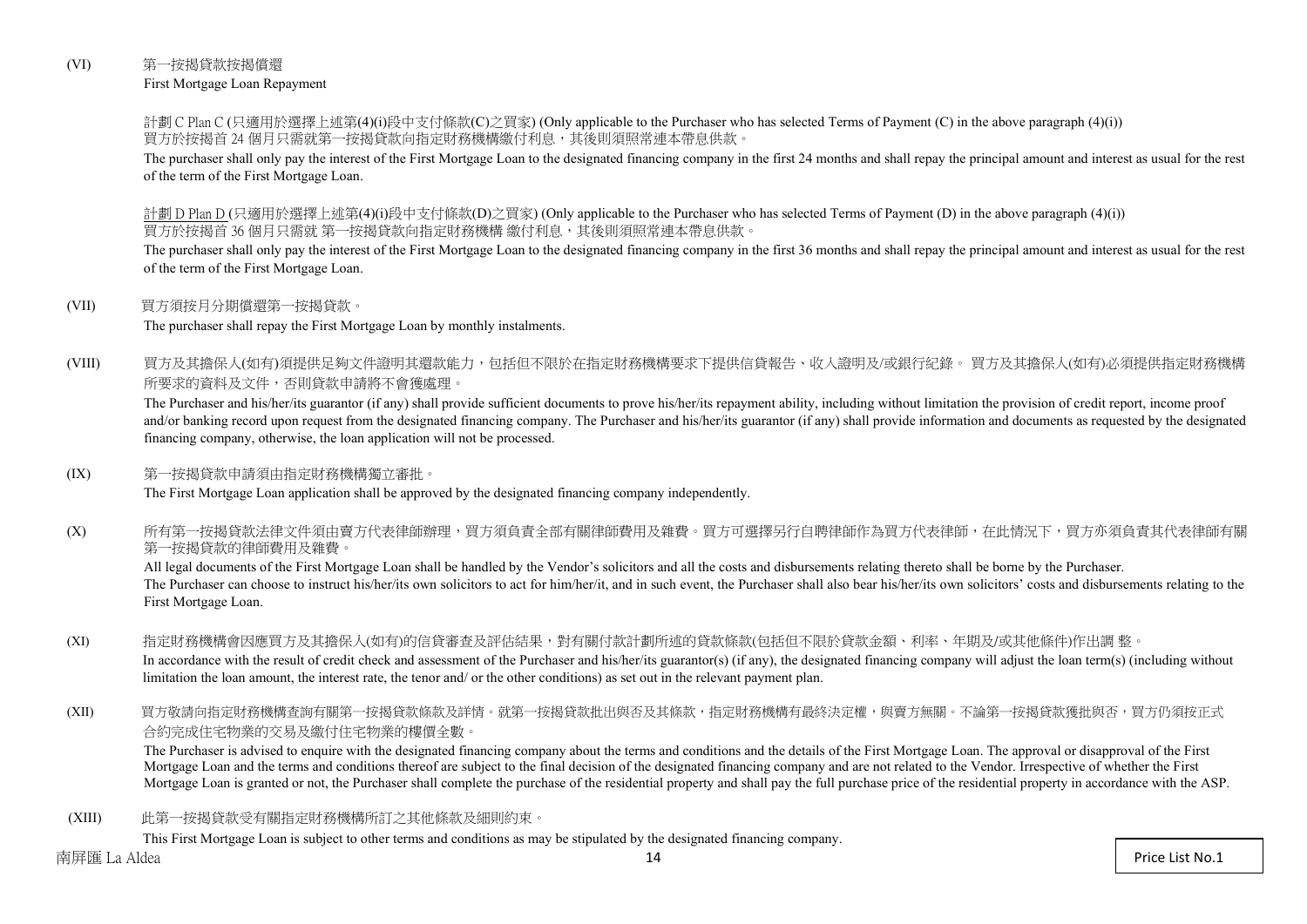(VI) 第一按揭貸款按揭償還

First Mortgage Loan Repayment

計劃 C Plan C (只適用於選擇上述第(4)(i)段中支付條款(C)之買家) (Only applicable to the Purchaser who has selected Terms of Payment (C) in the above paragraph (4)(i))

買方於按揭首 24 個月只需就第一按揭貸款向指定財務機構繳付利息，其後則須照常連本帶息供款。

The purchaser shall only pay the interest of the First Mortgage Loan to the designated financing company in the first 24 months and shall repay the principal amount and interest as usual for the rest of the term of the First Mortgage Loan.

計劃 D Plan D (只適用於選擇上述第(4)(i)段中支付條款(D)之買家) (Only applicable to the Purchaser who has selected Terms of Payment (D) in the above paragraph (4)(i))

買方於按揭首 36 個月只需就 第一按揭貸款向指定財務機構 繳付利息，其後則須照常連本帶息供款。

The purchaser shall only pay the interest of the First Mortgage Loan to the designated financing company in the first 36 months and shall repay the principal amount and interest as usual for the rest of the term of the First Mortgage Loan.

(VII) 買方須按月分期償還第一按揭貸款。

The purchaser shall repay the First Mortgage Loan by monthly instalments.

(VIII) 買方及其擔保人(如有)須提供足夠文件證明其還款能力，包括但不限於在指定財務機構要求下提供信貸報告、收入證明及/或銀行紀錄。 買方及其擔保人(如有)必須提供指定財務機構所要求的資料及文件，否則貸款申請將不會獲處理。

The Purchaser and his/her/its guarantor (if any) shall provide sufficient documents to prove his/her/its repayment ability, including without limitation the provision of credit report, income proof and/or banking record upon request from the designated financing company. The Purchaser and his/her/its guarantor (if any) shall provide information and documents as requested by the designated financing company, otherwise, the loan application will not be processed.

(IX) 第一按揭貸款申請須由指定財務機構獨立審批。

The First Mortgage Loan application shall be approved by the designated financing company independently.

(X) 所有第一按揭貸款法律文件須由賣方代表律師辦理，買方須負責全部有關律師費用及雜費。買方可選擇另行自聘律師作為買方代表律師，在此情況下，買方亦須負責其代表律師有關第一按揭貸款的律師費用及雜費。

All legal documents of the First Mortgage Loan shall be handled by the Vendor's solicitors and all the costs and disbursements relating thereto shall be borne by the Purchaser. The Purchaser can choose to instruct his/her/its own solicitors to act for him/her/it, and in such event, the Purchaser shall also bear his/her/its own solicitors' costs and disbursements relating to the First Mortgage Loan.

(XI) 指定財務機構會因應買方及其擔保人(如有)的信貸審查及評估結果，對有關付款計劃所述的貸款條款(包括但不限於貸款金額、利率、年期及/或其他條件)作出調 整。

In accordance with the result of credit check and assessment of the Purchaser and his/her/its guarantor(s) (if any), the designated financing company will adjust the loan term(s) (including without limitation the loan amount, the interest rate, the tenor and/ or the other conditions) as set out in the relevant payment plan.

(XII) 買方敬請向指定財務機構查詢有關第一按揭貸款條款及詳情。就第一按揭貸款批出與否及其條款，指定財務機構有最終決定權，與賣方無關。不論第一按揭貸款獲批與否，買方仍須按正式合約完成住宅物業的交易及繳付住宅物業的樓價全數。

The Purchaser is advised to enquire with the designated financing company about the terms and conditions and the details of the First Mortgage Loan. The approval or disapproval of the First Mortgage Loan and the terms and conditions thereof are subject to the final decision of the designated financing company and are not related to the Vendor. Irrespective of whether the First Mortgage Loan is granted or not, the Purchaser shall complete the purchase of the residential property and shall pay the full purchase price of the residential property in accordance with the ASP.

(XIII) 此第一按揭貸款受有關指定財務機構所訂之其他條款及細則約束。

This First Mortgage Loan is subject to other terms and conditions as may be stipulated by the designated financing company.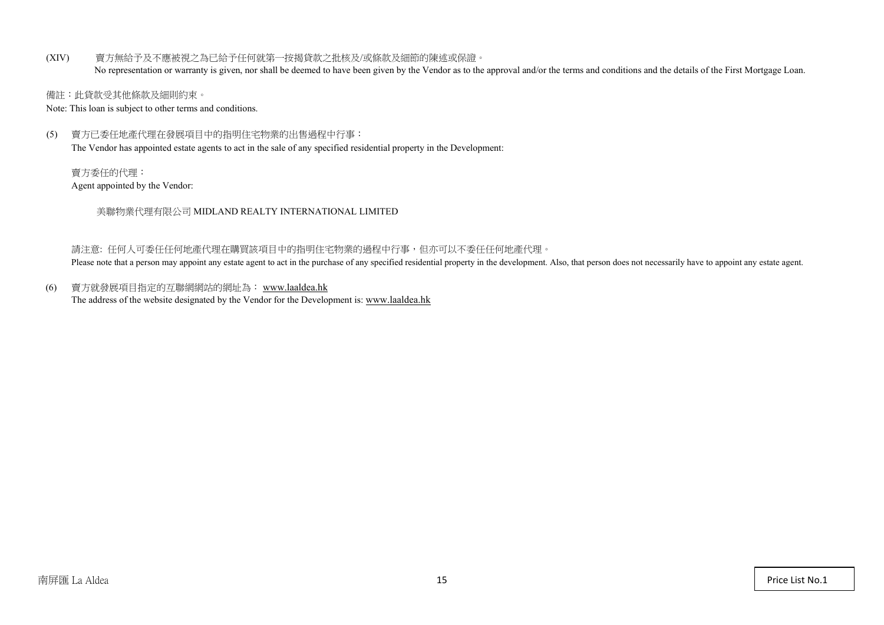(XIV) 賣方無給予及不應被視之為已給予任何就第一按揭貸款之批核及/或條款及細節的陳述或保證。
No representation or warranty is given, nor shall be deemed to have been given by the Vendor as to the approval and/or the terms and conditions and the details of the First Mortgage Loan.

備註：此貸款受其他條款及細則約束。
Note: This loan is subject to other terms and conditions.

(5) 賣方已委任地產代理在發展項目中的指明住宅物業的出售過程中行事：
The Vendor has appointed estate agents to act in the sale of any specified residential property in the Development:

賣方委任的代理：
Agent appointed by the Vendor:

美聯物業代理有限公司 MIDLAND REALTY INTERNATIONAL LIMITED

請注意: 任何人可委任任何地產代理在購買該項目中的指明住宅物業的過程中行事，但亦可以不委任任何地產代理。
Please note that a person may appoint any estate agent to act in the purchase of any specified residential property in the development. Also, that person does not necessarily have to appoint any estate agent.

(6) 賣方就發展項目指定的互聯網網站的網址為： www.laaldea.hk
The address of the website designated by the Vendor for the Development is: www.laaldea.hk